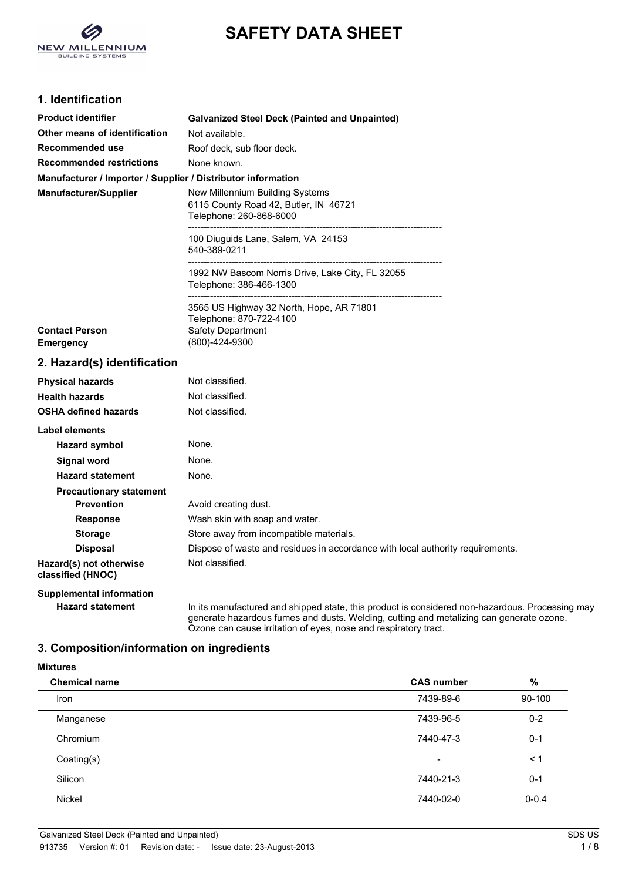# SAFETY DATA SHEET

## 1. Identification

**Product identifier** **Galvanized Steel Deck (Painted and Unpainted)**

**Other means of identification** Not available.

**Recommended use** Roof deck, sub floor deck.

**Recommended restrictions** None known.

**Manufacturer / Importer / Supplier / Distributor information**

**Manufacturer/Supplier**

New Millennium Building Systems
6115 County Road 42, Butler, IN 46721
Telephone: 260-868-6000

---

100 Diuguids Lane, Salem, VA 24153
540-389-0211

---

1992 NW Bascom Norris Drive, Lake City, FL 32055
Telephone: 386-466-1300

---

3565 US Highway 32 North, Hope, AR 71801
Telephone: 870-722-4100

**Contact Person** Safety Department

**Emergency** (800)-424-9300

## 2. Hazard(s) identification

**Physical hazards** Not classified.

**Health hazards** Not classified.

**OSHA defined hazards** Not classified.

**Label elements**

- **Hazard symbol** None.
- **Signal word** None.
- **Hazard statement** None.
- **Precautionary statement**
  - **Prevention** Avoid creating dust.
  - **Response** Wash skin with soap and water.
  - **Storage** Store away from incompatible materials.
  - **Disposal** Dispose of waste and residues in accordance with local authority requirements.

**Hazard(s) not otherwise classified (HNOC)** Not classified.

**Supplemental information**

**Hazard statement** In its manufactured and shipped state, this product is considered non-hazardous. Processing may generate hazardous fumes and dusts. Welding, cutting and metalizing can generate ozone. Ozone can cause irritation of eyes, nose and respiratory tract.

## 3. Composition/information on ingredients

**Mixtures**

| Chemical name | CAS number | % |
|---|---|---|
| Iron | 7439-89-6 | 90-100 |
| Manganese | 7439-96-5 | 0-2 |
| Chromium | 7440-47-3 | 0-1 |
| Coating(s) | - | < 1 |
| Silicon | 7440-21-3 | 0-1 |
| Nickel | 7440-02-0 | 0-0.4 |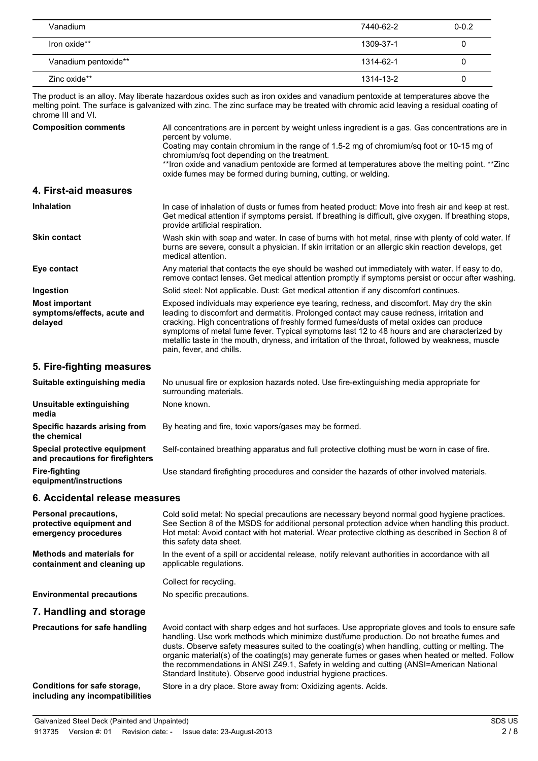| Vanadium | 7440-62-2 | 0-0.2 |
| --- | --- | --- |
| Iron oxide** | 1309-37-1 | 0 |
| Vanadium pentoxide** | 1314-62-1 | 0 |
| Zinc oxide** | 1314-13-2 | 0 |

The product is an alloy. May liberate hazardous oxides such as iron oxides and vanadium pentoxide at temperatures above the melting point. The surface is galvanized with zinc. The zinc surface may be treated with chromic acid leaving a residual coating of chrome III and VI.

**Composition comments**

All concentrations are in percent by weight unless ingredient is a gas. Gas concentrations are in percent by volume.
Coating may contain chromium in the range of 1.5-2 mg of chromium/sq foot or 10-15 mg of chromium/sq foot depending on the treatment.
**Iron oxide and vanadium pentoxide are formed at temperatures above the melting point. **Zinc oxide fumes may be formed during burning, cutting, or welding.

## 4. First-aid measures

**Inhalation**

In case of inhalation of dusts or fumes from heated product: Move into fresh air and keep at rest. Get medical attention if symptoms persist. If breathing is difficult, give oxygen. If breathing stops, provide artificial respiration.

**Skin contact**

Wash skin with soap and water. In case of burns with hot metal, rinse with plenty of cold water. If burns are severe, consult a physician. If skin irritation or an allergic skin reaction develops, get medical attention.

**Eye contact**

Any material that contacts the eye should be washed out immediately with water. If easy to do, remove contact lenses. Get medical attention promptly if symptoms persist or occur after washing.

**Ingestion**

Solid steel: Not applicable. Dust: Get medical attention if any discomfort continues.

**Most important symptoms/effects, acute and delayed**

Exposed individuals may experience eye tearing, redness, and discomfort. May dry the skin leading to discomfort and dermatitis. Prolonged contact may cause redness, irritation and cracking. High concentrations of freshly formed fumes/dusts of metal oxides can produce symptoms of metal fume fever. Typical symptoms last 12 to 48 hours and are characterized by metallic taste in the mouth, dryness, and irritation of the throat, followed by weakness, muscle pain, fever, and chills.

## 5. Fire-fighting measures

**Suitable extinguishing media**

No unusual fire or explosion hazards noted. Use fire-extinguishing media appropriate for surrounding materials.

**Unsuitable extinguishing media**

None known.

**Specific hazards arising from the chemical**

By heating and fire, toxic vapors/gases may be formed.

**Special protective equipment and precautions for firefighters**

Self-contained breathing apparatus and full protective clothing must be worn in case of fire.

**Fire-fighting equipment/instructions**

Use standard firefighting procedures and consider the hazards of other involved materials.

## 6. Accidental release measures

**Personal precautions, protective equipment and emergency procedures**

Cold solid metal: No special precautions are necessary beyond normal good hygiene practices. See Section 8 of the MSDS for additional personal protection advice when handling this product. Hot metal: Avoid contact with hot material. Wear protective clothing as described in Section 8 of this safety data sheet.

**Methods and materials for containment and cleaning up**

In the event of a spill or accidental release, notify relevant authorities in accordance with all applicable regulations.

Collect for recycling.

**Environmental precautions**

No specific precautions.

## 7. Handling and storage

**Precautions for safe handling**

Avoid contact with sharp edges and hot surfaces. Use appropriate gloves and tools to ensure safe handling. Use work methods which minimize dust/fume production. Do not breathe fumes and dusts. Observe safety measures suited to the coating(s) when handling, cutting or melting. The organic material(s) of the coating(s) may generate fumes or gases when heated or melted. Follow the recommendations in ANSI Z49.1, Safety in welding and cutting (ANSI=American National Standard Institute). Observe good industrial hygiene practices.

**Conditions for safe storage, including any incompatibilities**

Store in a dry place. Store away from: Oxidizing agents. Acids.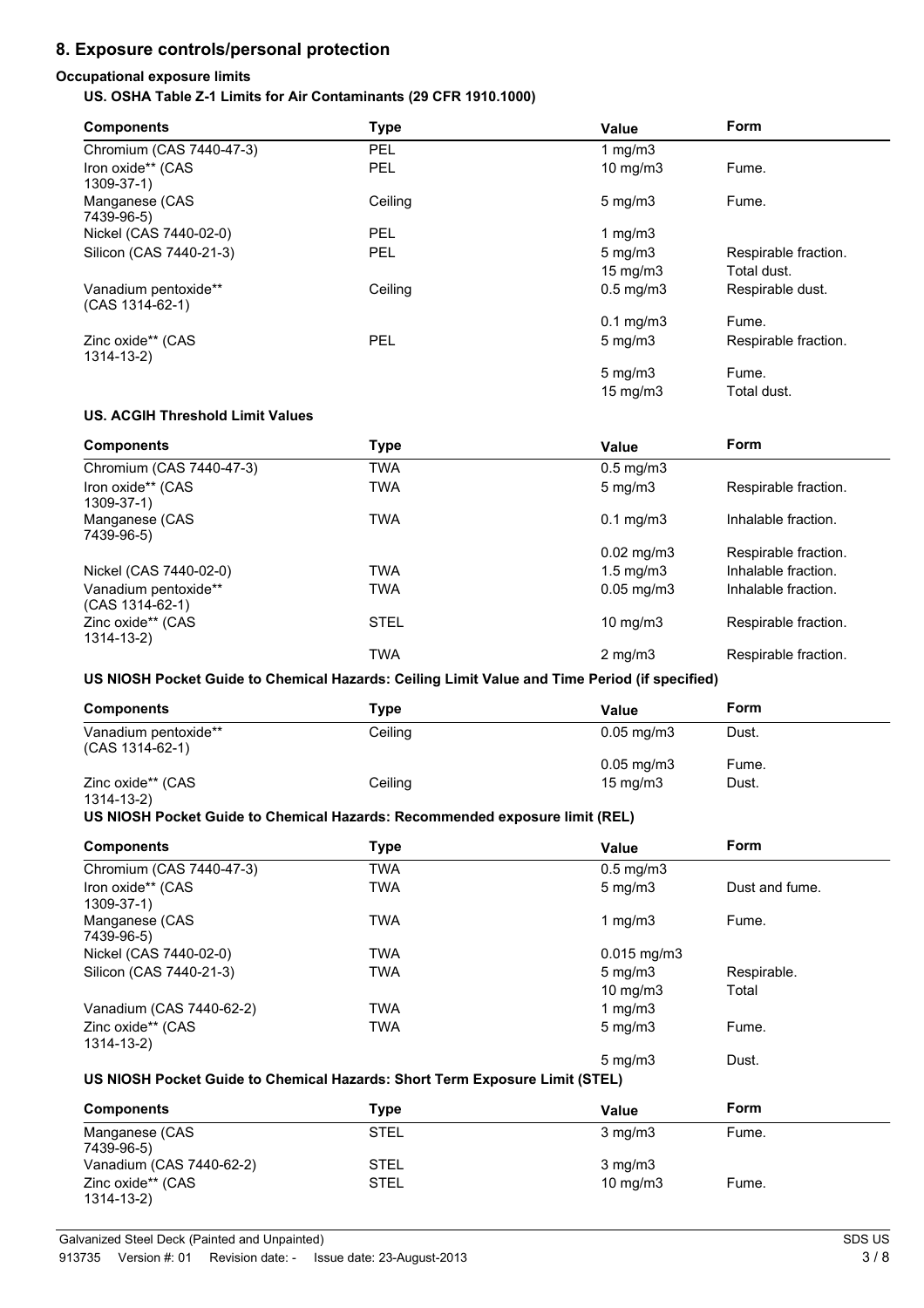## 8. Exposure controls/personal protection

### Occupational exposure limits

**US. OSHA Table Z-1 Limits for Air Contaminants (29 CFR 1910.1000)**

| Components | Type | Value | Form |
|---|---|---|---|
| Chromium (CAS 7440-47-3) | PEL | 1 mg/m3 | |
| Iron oxide** (CAS 1309-37-1) | PEL | 10 mg/m3 | Fume. |
| Manganese (CAS 7439-96-5) | Ceiling | 5 mg/m3 | Fume. |
| Nickel (CAS 7440-02-0) | PEL | 1 mg/m3 | |
| Silicon (CAS 7440-21-3) | PEL | 5 mg/m3 | Respirable fraction. |
| | | 15 mg/m3 | Total dust. |
| Vanadium pentoxide** (CAS 1314-62-1) | Ceiling | 0.5 mg/m3 | Respirable dust. |
| | | 0.1 mg/m3 | Fume. |
| Zinc oxide** (CAS 1314-13-2) | PEL | 5 mg/m3 | Respirable fraction. |
| | | 5 mg/m3 | Fume. |
| | | 15 mg/m3 | Total dust. |

**US. ACGIH Threshold Limit Values**

| Components | Type | Value | Form |
|---|---|---|---|
| Chromium (CAS 7440-47-3) | TWA | 0.5 mg/m3 | |
| Iron oxide** (CAS 1309-37-1) | TWA | 5 mg/m3 | Respirable fraction. |
| Manganese (CAS 7439-96-5) | TWA | 0.1 mg/m3 | Inhalable fraction. |
| | | 0.02 mg/m3 | Respirable fraction. |
| Nickel (CAS 7440-02-0) | TWA | 1.5 mg/m3 | Inhalable fraction. |
| Vanadium pentoxide** (CAS 1314-62-1) | TWA | 0.05 mg/m3 | Inhalable fraction. |
| Zinc oxide** (CAS 1314-13-2) | STEL | 10 mg/m3 | Respirable fraction. |
| | TWA | 2 mg/m3 | Respirable fraction. |

**US NIOSH Pocket Guide to Chemical Hazards: Ceiling Limit Value and Time Period (if specified)**

| Components | Type | Value | Form |
|---|---|---|---|
| Vanadium pentoxide** (CAS 1314-62-1) | Ceiling | 0.05 mg/m3 | Dust. |
| | | 0.05 mg/m3 | Fume. |
| Zinc oxide** (CAS 1314-13-2) | Ceiling | 15 mg/m3 | Dust. |

**US NIOSH Pocket Guide to Chemical Hazards: Recommended exposure limit (REL)**

| Components | Type | Value | Form |
|---|---|---|---|
| Chromium (CAS 7440-47-3) | TWA | 0.5 mg/m3 | |
| Iron oxide** (CAS 1309-37-1) | TWA | 5 mg/m3 | Dust and fume. |
| Manganese (CAS 7439-96-5) | TWA | 1 mg/m3 | Fume. |
| Nickel (CAS 7440-02-0) | TWA | 0.015 mg/m3 | |
| Silicon (CAS 7440-21-3) | TWA | 5 mg/m3 | Respirable. |
| | | 10 mg/m3 | Total |
| Vanadium (CAS 7440-62-2) | TWA | 1 mg/m3 | |
| Zinc oxide** (CAS 1314-13-2) | TWA | 5 mg/m3 | Fume. |
| | | 5 mg/m3 | Dust. |

**US NIOSH Pocket Guide to Chemical Hazards: Short Term Exposure Limit (STEL)**

| Components | Type | Value | Form |
|---|---|---|---|
| Manganese (CAS 7439-96-5) | STEL | 3 mg/m3 | Fume. |
| Vanadium (CAS 7440-62-2) | STEL | 3 mg/m3 | |
| Zinc oxide** (CAS 1314-13-2) | STEL | 10 mg/m3 | Fume. |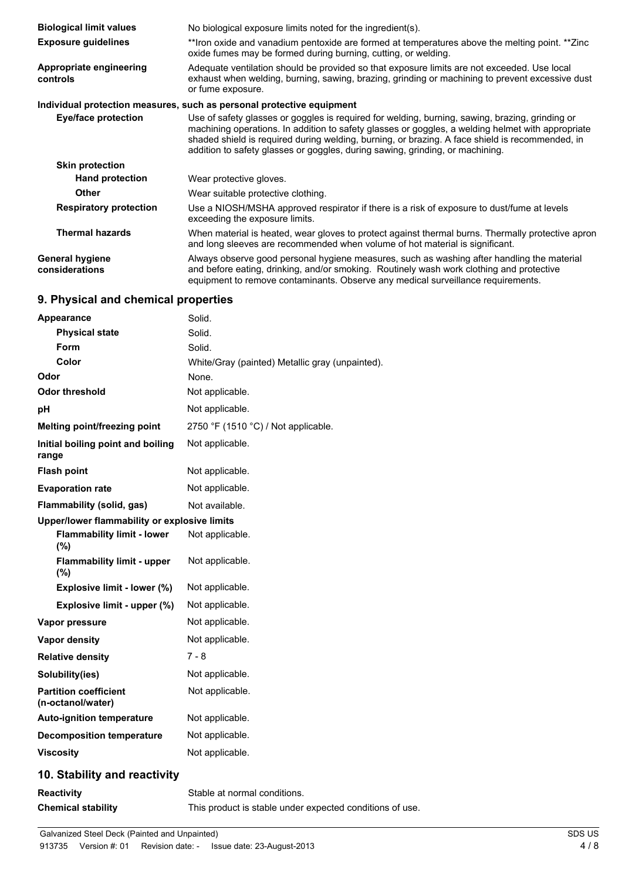| | |
|---|---|
| **Biological limit values** | No biological exposure limits noted for the ingredient(s). |
| **Exposure guidelines** | **Iron oxide and vanadium pentoxide are formed at temperatures above the melting point. **Zinc oxide fumes may be formed during burning, cutting, or welding. |
| **Appropriate engineering controls** | Adequate ventilation should be provided so that exposure limits are not exceeded. Use local exhaust when welding, burning, sawing, brazing, grinding or machining to prevent excessive dust or fume exposure. |

**Individual protection measures, such as personal protective equipment**

| | |
|---|---|
| **Eye/face protection** | Use of safety glasses or goggles is required for welding, burning, sawing, brazing, grinding or machining operations. In addition to safety glasses or goggles, a welding helmet with appropriate shaded shield is required during welding, burning, or brazing. A face shield is recommended, in addition to safety glasses or goggles, during sawing, grinding, or machining. |
| **Skin protection** | |
| **Hand protection** | Wear protective gloves. |
| **Other** | Wear suitable protective clothing. |
| **Respiratory protection** | Use a NIOSH/MSHA approved respirator if there is a risk of exposure to dust/fume at levels exceeding the exposure limits. |
| **Thermal hazards** | When material is heated, wear gloves to protect against thermal burns. Thermally protective apron and long sleeves are recommended when volume of hot material is significant. |
| **General hygiene considerations** | Always observe good personal hygiene measures, such as washing after handling the material and before eating, drinking, and/or smoking. Routinely wash work clothing and protective equipment to remove contaminants. Observe any medical surveillance requirements. |

## 9. Physical and chemical properties

| | |
|---|---|
| **Appearance** | Solid. |
| **Physical state** | Solid. |
| **Form** | Solid. |
| **Color** | White/Gray (painted) Metallic gray (unpainted). |
| **Odor** | None. |
| **Odor threshold** | Not applicable. |
| **pH** | Not applicable. |
| **Melting point/freezing point** | 2750 °F (1510 °C) / Not applicable. |
| **Initial boiling point and boiling range** | Not applicable. |
| **Flash point** | Not applicable. |
| **Evaporation rate** | Not applicable. |
| **Flammability (solid, gas)** | Not available. |
| **Upper/lower flammability or explosive limits** | |
| **Flammability limit - lower (%)** | Not applicable. |
| **Flammability limit - upper (%)** | Not applicable. |
| **Explosive limit - lower (%)** | Not applicable. |
| **Explosive limit - upper (%)** | Not applicable. |
| **Vapor pressure** | Not applicable. |
| **Vapor density** | Not applicable. |
| **Relative density** | 7 - 8 |
| **Solubility(ies)** | Not applicable. |
| **Partition coefficient (n-octanol/water)** | Not applicable. |
| **Auto-ignition temperature** | Not applicable. |
| **Decomposition temperature** | Not applicable. |
| **Viscosity** | Not applicable. |

## 10. Stability and reactivity

| | |
|---|---|
| **Reactivity** | Stable at normal conditions. |
| **Chemical stability** | This product is stable under expected conditions of use. |

Galvanized Steel Deck (Painted and Unpainted)
913735 Version #: 01 Revision date: - Issue date: 23-August-2013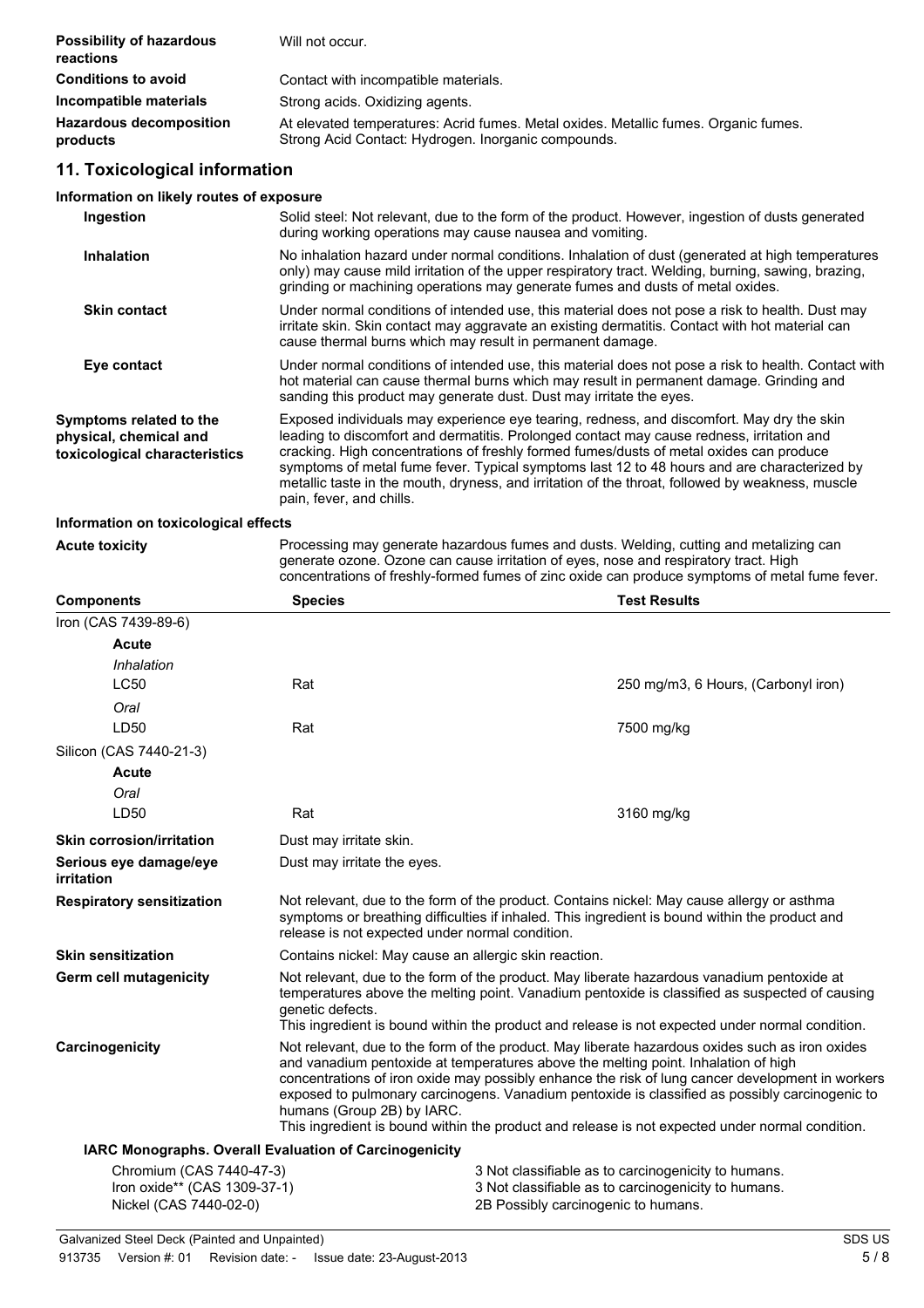| | |
|---|---|
| **Possibility of hazardous reactions** | Will not occur. |
| **Conditions to avoid** | Contact with incompatible materials. |
| **Incompatible materials** | Strong acids. Oxidizing agents. |
| **Hazardous decomposition products** | At elevated temperatures: Acrid fumes. Metal oxides. Metallic fumes. Organic fumes. Strong Acid Contact: Hydrogen. Inorganic compounds. |

## 11. Toxicological information

### Information on likely routes of exposure

| | |
|---|---|
| **Ingestion** | Solid steel: Not relevant, due to the form of the product. However, ingestion of dusts generated during working operations may cause nausea and vomiting. |
| **Inhalation** | No inhalation hazard under normal conditions. Inhalation of dust (generated at high temperatures only) may cause mild irritation of the upper respiratory tract. Welding, burning, sawing, brazing, grinding or machining operations may generate fumes and dusts of metal oxides. |
| **Skin contact** | Under normal conditions of intended use, this material does not pose a risk to health. Dust may irritate skin. Skin contact may aggravate an existing dermatitis. Contact with hot material can cause thermal burns which may result in permanent damage. |
| **Eye contact** | Under normal conditions of intended use, this material does not pose a risk to health. Contact with hot material can cause thermal burns which may result in permanent damage. Grinding and sanding this product may generate dust. Dust may irritate the eyes. |
| **Symptoms related to the physical, chemical and toxicological characteristics** | Exposed individuals may experience eye tearing, redness, and discomfort. May dry the skin leading to discomfort and dermatitis. Prolonged contact may cause redness, irritation and cracking. High concentrations of freshly formed fumes/dusts of metal oxides can produce symptoms of metal fume fever. Typical symptoms last 12 to 48 hours and are characterized by metallic taste in the mouth, dryness, and irritation of the throat, followed by weakness, muscle pain, fever, and chills. |

### Information on toxicological effects

| | |
|---|---|
| **Acute toxicity** | Processing may generate hazardous fumes and dusts. Welding, cutting and metalizing can generate ozone. Ozone can cause irritation of eyes, nose and respiratory tract. High concentrations of freshly-formed fumes of zinc oxide can produce symptoms of metal fume fever. |

| **Components** | **Species** | **Test Results** |
|---|---|---|
| Iron (CAS 7439-89-6) | | |
| **Acute** | | |
| *Inhalation* | | |
| LC50 | Rat | 250 mg/m3, 6 Hours, (Carbonyl iron) |
| *Oral* | | |
| LD50 | Rat | 7500 mg/kg |
| Silicon (CAS 7440-21-3) | | |
| **Acute** | | |
| *Oral* | | |
| LD50 | Rat | 3160 mg/kg |

| | |
|---|---|
| **Skin corrosion/irritation** | Dust may irritate skin. |
| **Serious eye damage/eye irritation** | Dust may irritate the eyes. |
| **Respiratory sensitization** | Not relevant, due to the form of the product. Contains nickel: May cause allergy or asthma symptoms or breathing difficulties if inhaled. This ingredient is bound within the product and release is not expected under normal condition. |
| **Skin sensitization** | Contains nickel: May cause an allergic skin reaction. |
| **Germ cell mutagenicity** | Not relevant, due to the form of the product. May liberate hazardous vanadium pentoxide at temperatures above the melting point. Vanadium pentoxide is classified as suspected of causing genetic defects.<br>This ingredient is bound within the product and release is not expected under normal condition. |
| **Carcinogenicity** | Not relevant, due to the form of the product. May liberate hazardous oxides such as iron oxides and vanadium pentoxide at temperatures above the melting point. Inhalation of high concentrations of iron oxide may possibly enhance the risk of lung cancer development in workers exposed to pulmonary carcinogens. Vanadium pentoxide is classified as possibly carcinogenic to humans (Group 2B) by IARC.<br>This ingredient is bound within the product and release is not expected under normal condition. |

**IARC Monographs. Overall Evaluation of Carcinogenicity**

| | |
|---|---|
| Chromium (CAS 7440-47-3) | 3 Not classifiable as to carcinogenicity to humans. |
| Iron oxide** (CAS 1309-37-1) | 3 Not classifiable as to carcinogenicity to humans. |
| Nickel (CAS 7440-02-0) | 2B Possibly carcinogenic to humans. |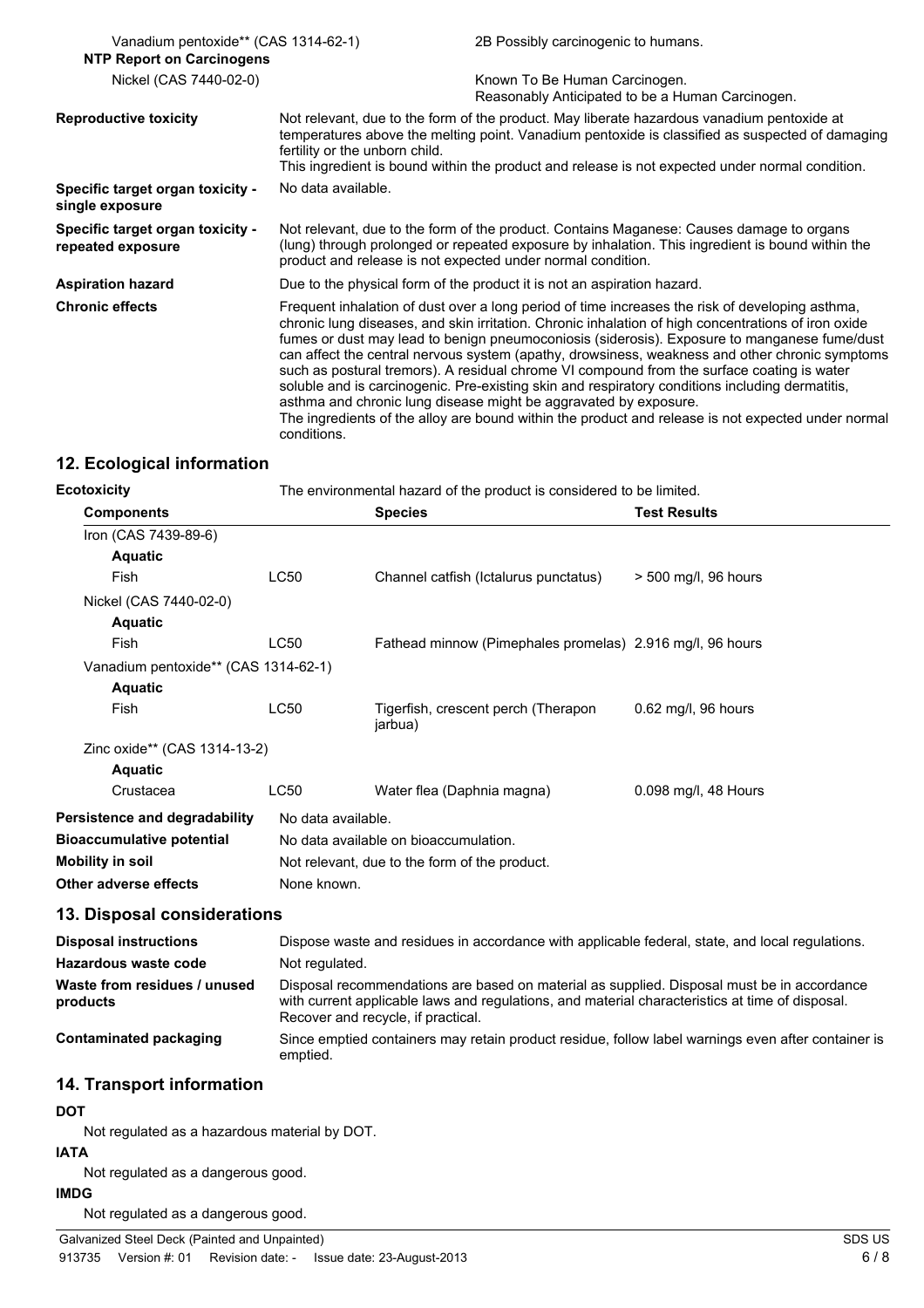| | |
|---|---|
| Vanadium pentoxide** (CAS 1314-62-1) | 2B Possibly carcinogenic to humans. |
| **NTP Report on Carcinogens** | |
| Nickel (CAS 7440-02-0) | Known To Be Human Carcinogen. Reasonably Anticipated to be a Human Carcinogen. |
| **Reproductive toxicity** | Not relevant, due to the form of the product. May liberate hazardous vanadium pentoxide at temperatures above the melting point. Vanadium pentoxide is classified as suspected of damaging fertility or the unborn child. This ingredient is bound within the product and release is not expected under normal condition. |
| **Specific target organ toxicity - single exposure** | No data available. |
| **Specific target organ toxicity - repeated exposure** | Not relevant, due to the form of the product. Contains Maganese: Causes damage to organs (lung) through prolonged or repeated exposure by inhalation. This ingredient is bound within the product and release is not expected under normal condition. |
| **Aspiration hazard** | Due to the physical form of the product it is not an aspiration hazard. |
| **Chronic effects** | Frequent inhalation of dust over a long period of time increases the risk of developing asthma, chronic lung diseases, and skin irritation. Chronic inhalation of high concentrations of iron oxide fumes or dust may lead to benign pneumoconiosis (siderosis). Exposure to manganese fume/dust can affect the central nervous system (apathy, drowsiness, weakness and other chronic symptoms such as postural tremors). A residual chrome VI compound from the surface coating is water soluble and is carcinogenic. Pre-existing skin and respiratory conditions including dermatitis, asthma and chronic lung disease might be aggravated by exposure. The ingredients of the alloy are bound within the product and release is not expected under normal conditions. |

## 12. Ecological information

**Ecotoxicity** The environmental hazard of the product is considered to be limited.

| Components | | Species | Test Results |
|---|---|---|---|
| Iron (CAS 7439-89-6) | | | |
| **Aquatic** | | | |
| Fish | LC50 | Channel catfish (Ictalurus punctatus) | > 500 mg/l, 96 hours |
| Nickel (CAS 7440-02-0) | | | |
| **Aquatic** | | | |
| Fish | LC50 | Fathead minnow (Pimephales promelas) | 2.916 mg/l, 96 hours |
| Vanadium pentoxide** (CAS 1314-62-1) | | | |
| **Aquatic** | | | |
| Fish | LC50 | Tigerfish, crescent perch (Therapon jarbua) | 0.62 mg/l, 96 hours |
| Zinc oxide** (CAS 1314-13-2) | | | |
| **Aquatic** | | | |
| Crustacea | LC50 | Water flea (Daphnia magna) | 0.098 mg/l, 48 Hours |

| | |
|---|---|
| **Persistence and degradability** | No data available. |
| **Bioaccumulative potential** | No data available on bioaccumulation. |
| **Mobility in soil** | Not relevant, due to the form of the product. |
| **Other adverse effects** | None known. |

## 13. Disposal considerations

| | |
|---|---|
| **Disposal instructions** | Dispose waste and residues in accordance with applicable federal, state, and local regulations. |
| **Hazardous waste code** | Not regulated. |
| **Waste from residues / unused products** | Disposal recommendations are based on material as supplied. Disposal must be in accordance with current applicable laws and regulations, and material characteristics at time of disposal. Recover and recycle, if practical. |
| **Contaminated packaging** | Since emptied containers may retain product residue, follow label warnings even after container is emptied. |

## 14. Transport information

**DOT**

Not regulated as a hazardous material by DOT.

**IATA**

Not regulated as a dangerous good.

**IMDG**

Not regulated as a dangerous good.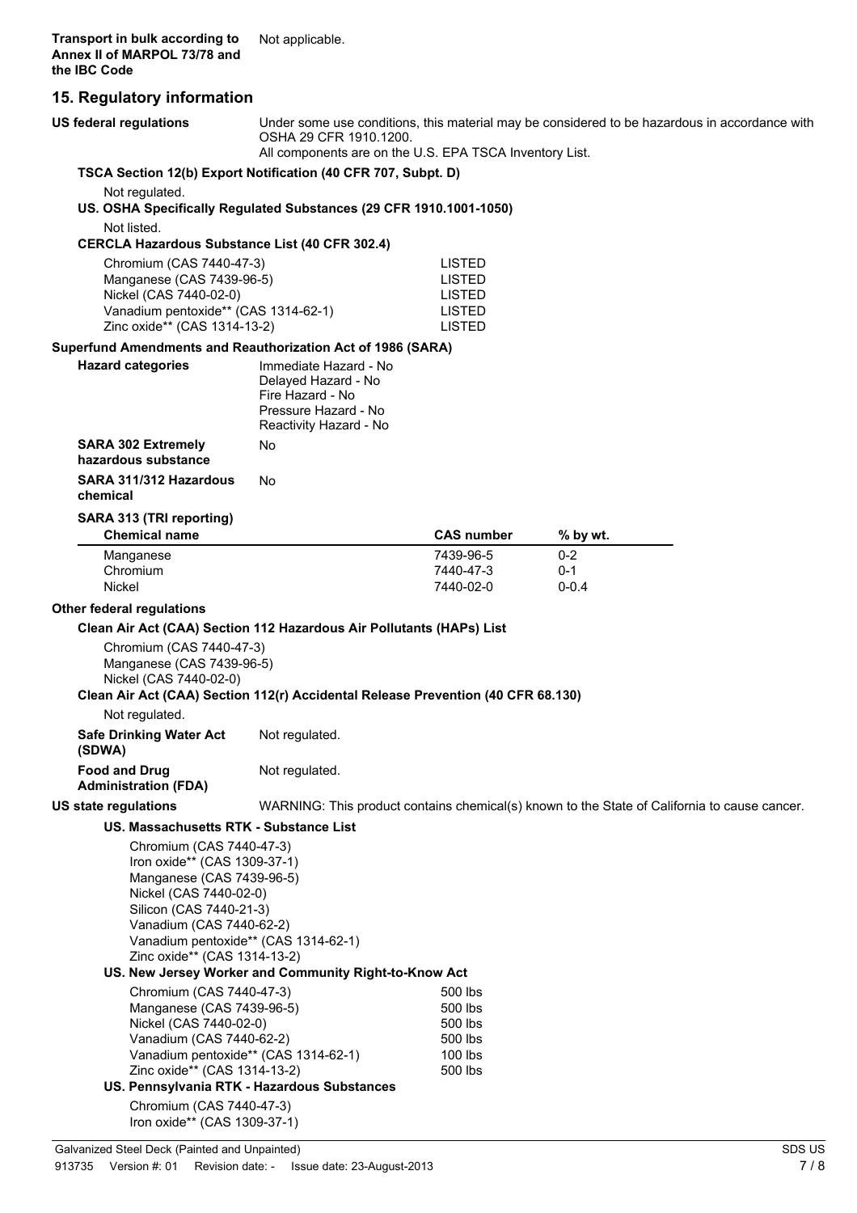**Transport in bulk according to Annex II of MARPOL 73/78 and the IBC Code** Not applicable.

## 15. Regulatory information

**US federal regulations** Under some use conditions, this material may be considered to be hazardous in accordance with OSHA 29 CFR 1910.1200.
All components are on the U.S. EPA TSCA Inventory List.

**TSCA Section 12(b) Export Notification (40 CFR 707, Subpt. D)**

Not regulated.

**US. OSHA Specifically Regulated Substances (29 CFR 1910.1001-1050)**

Not listed.

**CERCLA Hazardous Substance List (40 CFR 302.4)**

| | |
|---|---|
| Chromium (CAS 7440-47-3) | LISTED |
| Manganese (CAS 7439-96-5) | LISTED |
| Nickel (CAS 7440-02-0) | LISTED |
| Vanadium pentoxide** (CAS 1314-62-1) | LISTED |
| Zinc oxide** (CAS 1314-13-2) | LISTED |

**Superfund Amendments and Reauthorization Act of 1986 (SARA)**

**Hazard categories**
Immediate Hazard - No
Delayed Hazard - No
Fire Hazard - No
Pressure Hazard - No
Reactivity Hazard - No

**SARA 302 Extremely hazardous substance** No

**SARA 311/312 Hazardous chemical** No

**SARA 313 (TRI reporting)**

| Chemical name | CAS number | % by wt. |
|---|---|---|
| Manganese | 7439-96-5 | 0-2 |
| Chromium | 7440-47-3 | 0-1 |
| Nickel | 7440-02-0 | 0-0.4 |

**Other federal regulations**

**Clean Air Act (CAA) Section 112 Hazardous Air Pollutants (HAPs) List**

Chromium (CAS 7440-47-3)
Manganese (CAS 7439-96-5)
Nickel (CAS 7440-02-0)

**Clean Air Act (CAA) Section 112(r) Accidental Release Prevention (40 CFR 68.130)**

Not regulated.

**Safe Drinking Water Act (SDWA)** Not regulated.

**Food and Drug Administration (FDA)** Not regulated.

**US state regulations** WARNING: This product contains chemical(s) known to the State of California to cause cancer.

**US. Massachusetts RTK - Substance List**

Chromium (CAS 7440-47-3)
Iron oxide** (CAS 1309-37-1)
Manganese (CAS 7439-96-5)
Nickel (CAS 7440-02-0)
Silicon (CAS 7440-21-3)
Vanadium (CAS 7440-62-2)
Vanadium pentoxide** (CAS 1314-62-1)
Zinc oxide** (CAS 1314-13-2)

**US. New Jersey Worker and Community Right-to-Know Act**

| | |
|---|---|
| Chromium (CAS 7440-47-3) | 500 lbs |
| Manganese (CAS 7439-96-5) | 500 lbs |
| Nickel (CAS 7440-02-0) | 500 lbs |
| Vanadium (CAS 7440-62-2) | 500 lbs |
| Vanadium pentoxide** (CAS 1314-62-1) | 100 lbs |
| Zinc oxide** (CAS 1314-13-2) | 500 lbs |

**US. Pennsylvania RTK - Hazardous Substances**

Chromium (CAS 7440-47-3)
Iron oxide** (CAS 1309-37-1)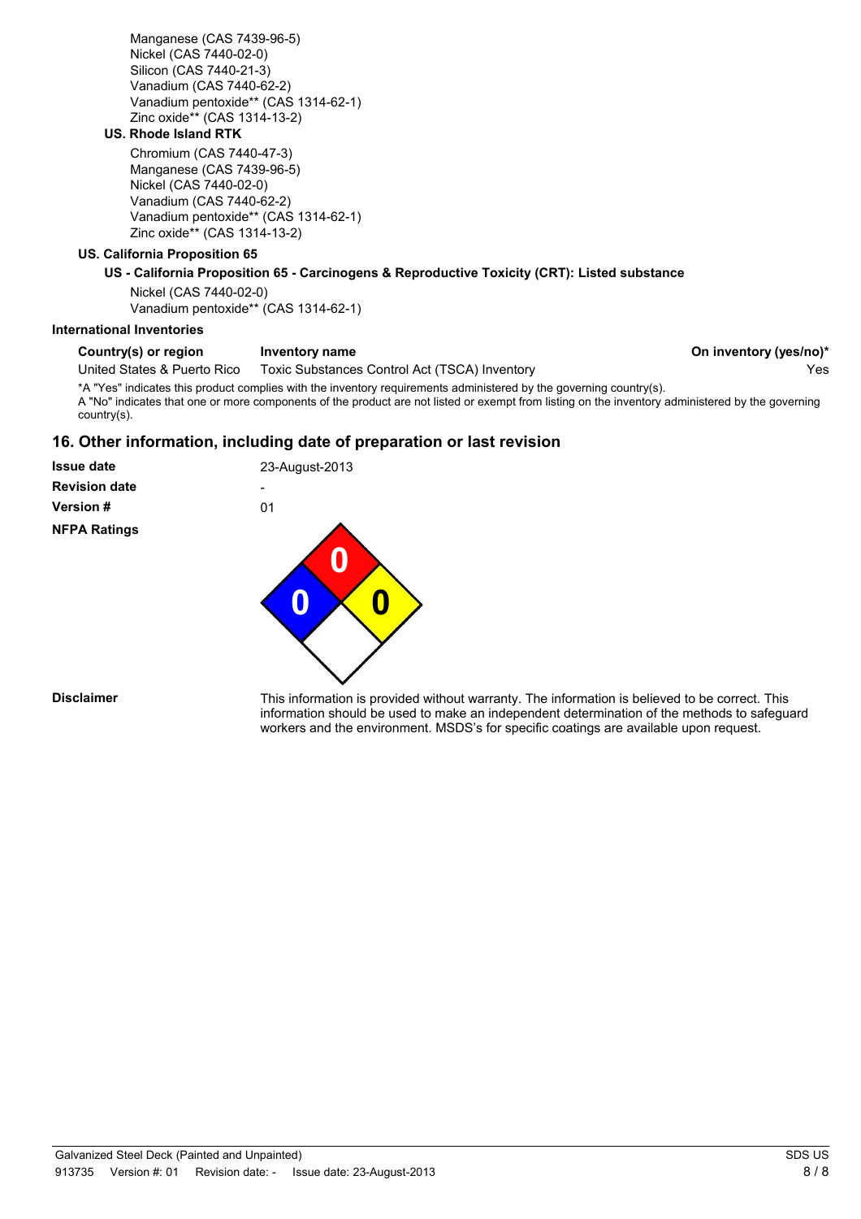Manganese (CAS 7439-96-5)
Nickel (CAS 7440-02-0)
Silicon (CAS 7440-21-3)
Vanadium (CAS 7440-62-2)
Vanadium pentoxide** (CAS 1314-62-1)
Zinc oxide** (CAS 1314-13-2)

**US. Rhode Island RTK**

Chromium (CAS 7440-47-3)
Manganese (CAS 7439-96-5)
Nickel (CAS 7440-02-0)
Vanadium (CAS 7440-62-2)
Vanadium pentoxide** (CAS 1314-62-1)
Zinc oxide** (CAS 1314-13-2)

**US. California Proposition 65**

**US - California Proposition 65 - Carcinogens & Reproductive Toxicity (CRT): Listed substance**

Nickel (CAS 7440-02-0)
Vanadium pentoxide** (CAS 1314-62-1)

**International Inventories**

| Country(s) or region | Inventory name | On inventory (yes/no)* |
|---|---|---|
| United States & Puerto Rico | Toxic Substances Control Act (TSCA) Inventory | Yes |

*A "Yes" indicates this product complies with the inventory requirements administered by the governing country(s).
A "No" indicates that one or more components of the product are not listed or exempt from listing on the inventory administered by the governing country(s).

## 16. Other information, including date of preparation or last revision

**Issue date** 23-August-2013

**Revision date** -

**Version #** 01

**NFPA Ratings**

0
0 0

**Disclaimer** This information is provided without warranty. The information is believed to be correct. This information should be used to make an independent determination of the methods to safeguard workers and the environment. MSDS's for specific coatings are available upon request.